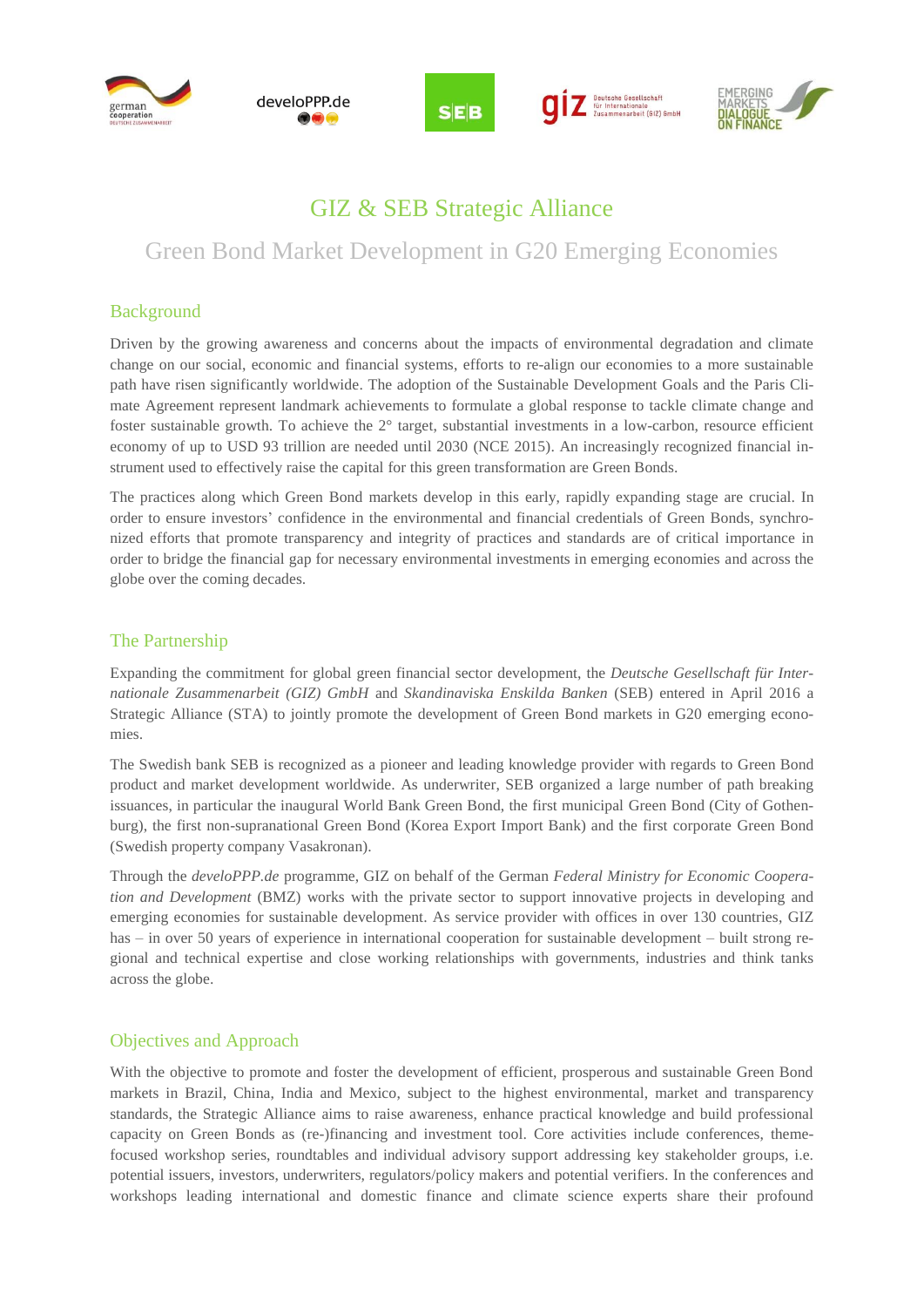# GIZ & SEB Strategic Alliance

## Green Bond Market Development in G20 Emerging Economies

### Background

Driven by the growing awareness and concerns about the impacts of environmental degradation and climate change on our social, economic and financial systems, efforts to re-align our economies to a more sustainable path have risen significantly worldwide. The adoption of the Sustainable Development Goals and the Paris Climate Agreement represent landmark achievements to formulate a global response to tackle climate change and foster sustainable growth. To achieve the 2° target, substantial investments in a low-carbon, resource efficient economy of up to USD 93 trillion are needed until 2030 (NCE 2015). An increasingly recognized financial instrument used to effectively raise the capital for this green transformation are Green Bonds.

The practices along which Green Bond markets develop in this early, rapidly expanding stage are crucial. In order to ensure investors' confidence in the environmental and financial credentials of Green Bonds, synchronized efforts that promote transparency and integrity of practices and standards are of critical importance in order to bridge the financial gap for necessary environmental investments in emerging economies and across the globe over the coming decades.

### The Partnership

Expanding the commitment for global green financial sector development, the *Deutsche Gesellschaft für Internationale Zusammenarbeit (GIZ) GmbH* and *Skandinaviska Enskilda Banken* (SEB) entered in April 2016 a Strategic Alliance (STA) to jointly promote the development of Green Bond markets in G20 emerging economies.

The Swedish bank SEB is recognized as a pioneer and leading knowledge provider with regards to Green Bond product and market development worldwide. As underwriter, SEB organized a large number of path breaking issuances, in particular the inaugural World Bank Green Bond, the first municipal Green Bond (City of Gothenburg), the first non-supranational Green Bond (Korea Export Import Bank) and the first corporate Green Bond (Swedish property company Vasakronan).

Through the *deveIoPPP.de* programme, GIZ on behalf of the German *Federal Ministry for Economic Cooperation and Development* (BMZ) works with the private sector to support innovative projects in developing and emerging economies for sustainable development. As service provider with offices in over 130 countries, GIZ has – in over 50 years of experience in international cooperation for sustainable development – built strong regional and technical expertise and close working relationships with governments, industries and think tanks across the globe.

### Objectives and Approach

With the objective to promote and foster the development of efficient, prosperous and sustainable Green Bond markets in Brazil, China, India and Mexico, subject to the highest environmental, market and transparency standards, the Strategic Alliance aims to raise awareness, enhance practical knowledge and build professional capacity on Green Bonds as (re-)financing and investment tool. Core activities include conferences, theme-focused workshop series, roundtables and individual advisory support addressing key stakeholder groups, i.e. potential issuers, investors, underwriters, regulators/policy makers and potential verifiers. In the conferences and workshops leading international and domestic finance and climate science experts share their profound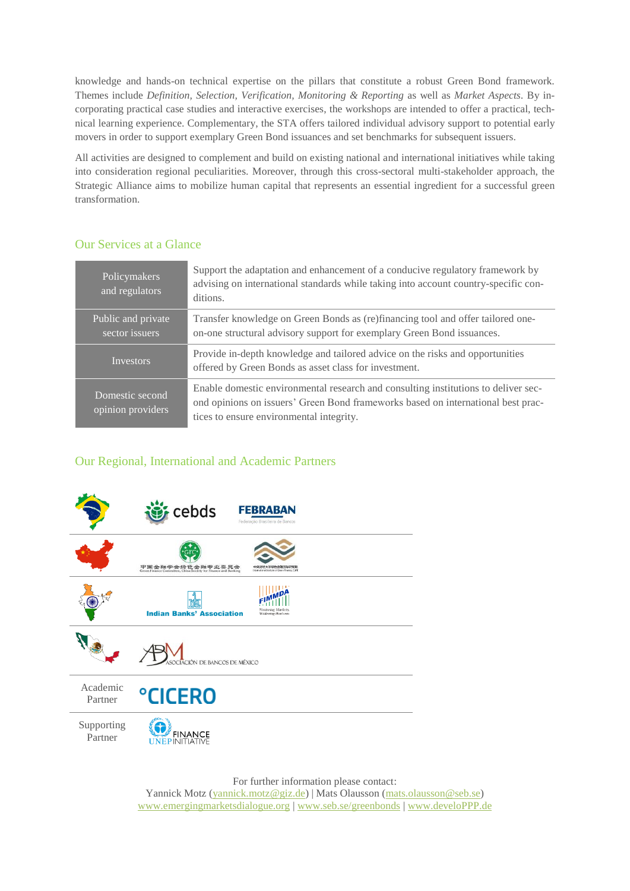knowledge and hands-on technical expertise on the pillars that constitute a robust Green Bond framework. Themes include *Definition, Selection, Verification, Monitoring & Reporting* as well as *Market Aspects*. By incorporating practical case studies and interactive exercises, the workshops are intended to offer a practical, technical learning experience. Complementary, the STA offers tailored individual advisory support to potential early movers in order to support exemplary Green Bond issuances and set benchmarks for subsequent issuers.

All activities are designed to complement and build on existing national and international initiatives while taking into consideration regional peculiarities. Moreover, through this cross-sectoral multi-stakeholder approach, the Strategic Alliance aims to mobilize human capital that represents an essential ingredient for a successful green transformation.

## Our Services at a Glance

| | |
|---|---|
| Policymakers and regulators | Support the adaptation and enhancement of a conducive regulatory framework by advising on international standards while taking into account country-specific conditions. |
| Public and private sector issuers | Transfer knowledge on Green Bonds as (re)financing tool and offer tailored one-on-one structural advisory support for exemplary Green Bond issuances. |
| Investors | Provide in-depth knowledge and tailored advice on the risks and opportunities offered by Green Bonds as asset class for investment. |
| Domestic second opinion providers | Enable domestic environmental research and consulting institutions to deliver second opinions on issuers' Green Bond frameworks based on international best practices to ensure environmental integrity. |

## Our Regional, International and Academic Partners

cebds | FEBRABAN Federação Brasileira de Bancos

中国金融学会绿色金融专业委员会 Green Finance Committee, China Society for Finance and Banking | International Institute of Green Finance, CUFE

Indian Banks' Association | FIMMDA

ABM Asociación de Bancos de México

Academic Partner: CICERO

Supporting Partner: UNEP Finance Initiative

For further information please contact:
Yannick Motz (yannick.motz@giz.de) | Mats Olausson (mats.olausson@seb.se)
www.emergingmarketsdialogue.org | www.seb.se/greenbonds | www.develoPPP.de